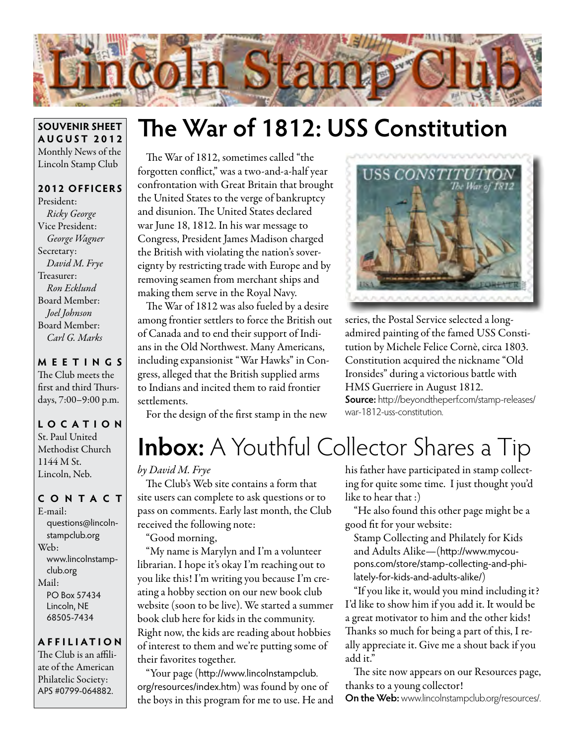# Lincoln Stamp Club

**SOUVENIR SHEET**
**AUGUST 2012**
Monthly News of the Lincoln Stamp Club

**2012 OFFICERS**

President:
*Ricky George*
Vice President:
*George Wagner*
Secretary:
*David M. Frye*
Treasurer:
*Ron Ecklund*
Board Member:
*Joel Johnson*
Board Member:
*Carl G. Marks*

**MEETINGS**

The Club meets the first and third Thursdays, 7:00–9:00 p.m.

**LOCATION**

St. Paul United Methodist Church
1144 M St.
Lincoln, Neb.

**CONTACT**

E-mail:
questions@lincolnstampclub.org
Web:
www.lincolnstampclub.org
Mail:
PO Box 57434
Lincoln, NE
68505-7434

**AFFILIATION**

The Club is an affiliate of the American Philatelic Society: APS #0799-064882.

## The War of 1812: USS Constitution

The War of 1812, sometimes called "the forgotten conflict," was a two-and-a-half year confrontation with Great Britain that brought the United States to the verge of bankruptcy and disunion. The United States declared war June 18, 1812. In his war message to Congress, President James Madison charged the British with violating the nation's sovereignty by restricting trade with Europe and by removing seamen from merchant ships and making them serve in the Royal Navy.

The War of 1812 was also fueled by a desire among frontier settlers to force the British out of Canada and to end their support of Indians in the Old Northwest. Many Americans, including expansionist "War Hawks" in Congress, alleged that the British supplied arms to Indians and incited them to raid frontier settlements.

For the design of the first stamp in the new series, the Postal Service selected a long-admired painting of the famed USS Constitution by Michele Felice Cornè, circa 1803. Constitution acquired the nickname "Old Ironsides" during a victorious battle with HMS Guerriere in August 1812.

**Source:** http://beyondtheperf.com/stamp-releases/war-1812-uss-constitution.

## **Inbox:** A Youthful Collector Shares a Tip

*by David M. Frye*

The Club's Web site contains a form that site users can complete to ask questions or to pass on comments. Early last month, the Club received the following note:

"Good morning,

"My name is Marylyn and I'm a volunteer librarian. I hope it's okay I'm reaching out to you like this! I'm writing you because I'm creating a hobby section on our new book club website (soon to be live). We started a summer book club here for kids in the community. Right now, the kids are reading about hobbies of interest to them and we're putting some of their favorites together.

"Your page (http://www.lincolnstampclub.org/resources/index.htm) was found by one of the boys in this program for me to use. He and his father have participated in stamp collecting for quite some time. I just thought you'd like to hear that :)

"He also found this other page might be a good fit for your website:

Stamp Collecting and Philately for Kids and Adults Alike—(http://www.mycoupons.com/store/stamp-collecting-and-philately-for-kids-and-adults-alike/)

"If you like it, would you mind including it? I'd like to show him if you add it. It would be a great motivator to him and the other kids! Thanks so much for being a part of this, I really appreciate it. Give me a shout back if you add it."

The site now appears on our Resources page, thanks to a young collector!

**On the Web:** www.lincolnstampclub.org/resources/.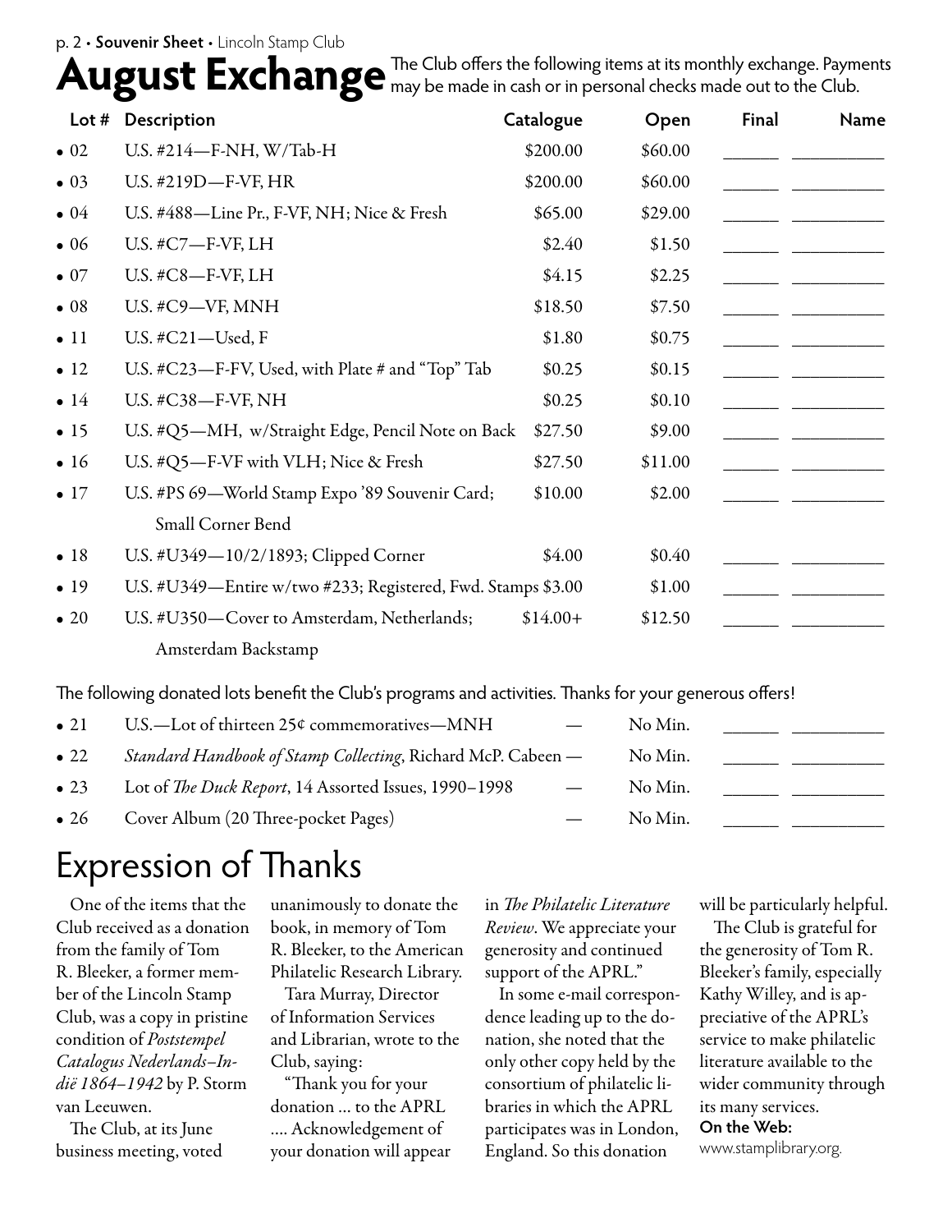# August Exchange

The Club offers the following items at its monthly exchange. Payments may be made in cash or in personal checks made out to the Club.

| Lot # | Description | Catalogue | Open | Final | Name |
|---|---|---|---|---|---|
| • 02 | U.S. #214—F-NH, W/Tab-H | $200.00 | $60.00 | ______ | __________ |
| • 03 | U.S. #219D—F-VF, HR | $200.00 | $60.00 | ______ | __________ |
| • 04 | U.S. #488—Line Pr., F-VF, NH; Nice & Fresh | $65.00 | $29.00 | ______ | __________ |
| • 06 | U.S. #C7—F-VF, LH | $2.40 | $1.50 | ______ | __________ |
| • 07 | U.S. #C8—F-VF, LH | $4.15 | $2.25 | ______ | __________ |
| • 08 | U.S. #C9—VF, MNH | $18.50 | $7.50 | ______ | __________ |
| • 11 | U.S. #C21—Used, F | $1.80 | $0.75 | ______ | __________ |
| • 12 | U.S. #C23—F-FV, Used, with Plate # and "Top" Tab | $0.25 | $0.15 | ______ | __________ |
| • 14 | U.S. #C38—F-VF, NH | $0.25 | $0.10 | ______ | __________ |
| • 15 | U.S. #Q5—MH, w/Straight Edge, Pencil Note on Back | $27.50 | $9.00 | ______ | __________ |
| • 16 | U.S. #Q5—F-VF with VLH; Nice & Fresh | $27.50 | $11.00 | ______ | __________ |
| • 17 | U.S. #PS 69—World Stamp Expo '89 Souvenir Card; Small Corner Bend | $10.00 | $2.00 | ______ | __________ |
| • 18 | U.S. #U349—10/2/1893; Clipped Corner | $4.00 | $0.40 | ______ | __________ |
| • 19 | U.S. #U349—Entire w/two #233; Registered, Fwd. Stamps | $3.00 | $1.00 | ______ | __________ |
| • 20 | U.S. #U350—Cover to Amsterdam, Netherlands; Amsterdam Backstamp | $14.00+ | $12.50 | ______ | __________ |

The following donated lots benefit the Club's programs and activities. Thanks for your generous offers!

| Lot # | Description | Catalogue | Open | Final | Name |
|---|---|---|---|---|---|
| • 21 | U.S.—Lot of thirteen 25¢ commemoratives—MNH | — | No Min. | ______ | __________ |
| • 22 | *Standard Handbook of Stamp Collecting*, Richard McP. Cabeen | — | No Min. | ______ | __________ |
| • 23 | Lot of *The Duck Report*, 14 Assorted Issues, 1990–1998 | — | No Min. | ______ | __________ |
| • 26 | Cover Album (20 Three-pocket Pages) | — | No Min. | ______ | __________ |

# Expression of Thanks

One of the items that the Club received as a donation from the family of Tom R. Bleeker, a former member of the Lincoln Stamp Club, was a copy in pristine condition of *Poststempel Catalogus Nederlands–Indië 1864–1942* by P. Storm van Leeuwen.

The Club, at its June business meeting, voted unanimously to donate the book, in memory of Tom R. Bleeker, to the American Philatelic Research Library.

Tara Murray, Director of Information Services and Librarian, wrote to the Club, saying:

"Thank you for your donation ... to the APRL .... Acknowledgement of your donation will appear in *The Philatelic Literature Review*. We appreciate your generosity and continued support of the APRL."

In some e-mail correspondence leading up to the donation, she noted that the only other copy held by the consortium of philatelic libraries in which the APRL participates was in London, England. So this donation will be particularly helpful.

The Club is grateful for the generosity of Tom R. Bleeker's family, especially Kathy Willey, and is appreciative of the APRL's service to make philatelic literature available to the wider community through its many services.

**On the Web:** www.stamplibrary.org.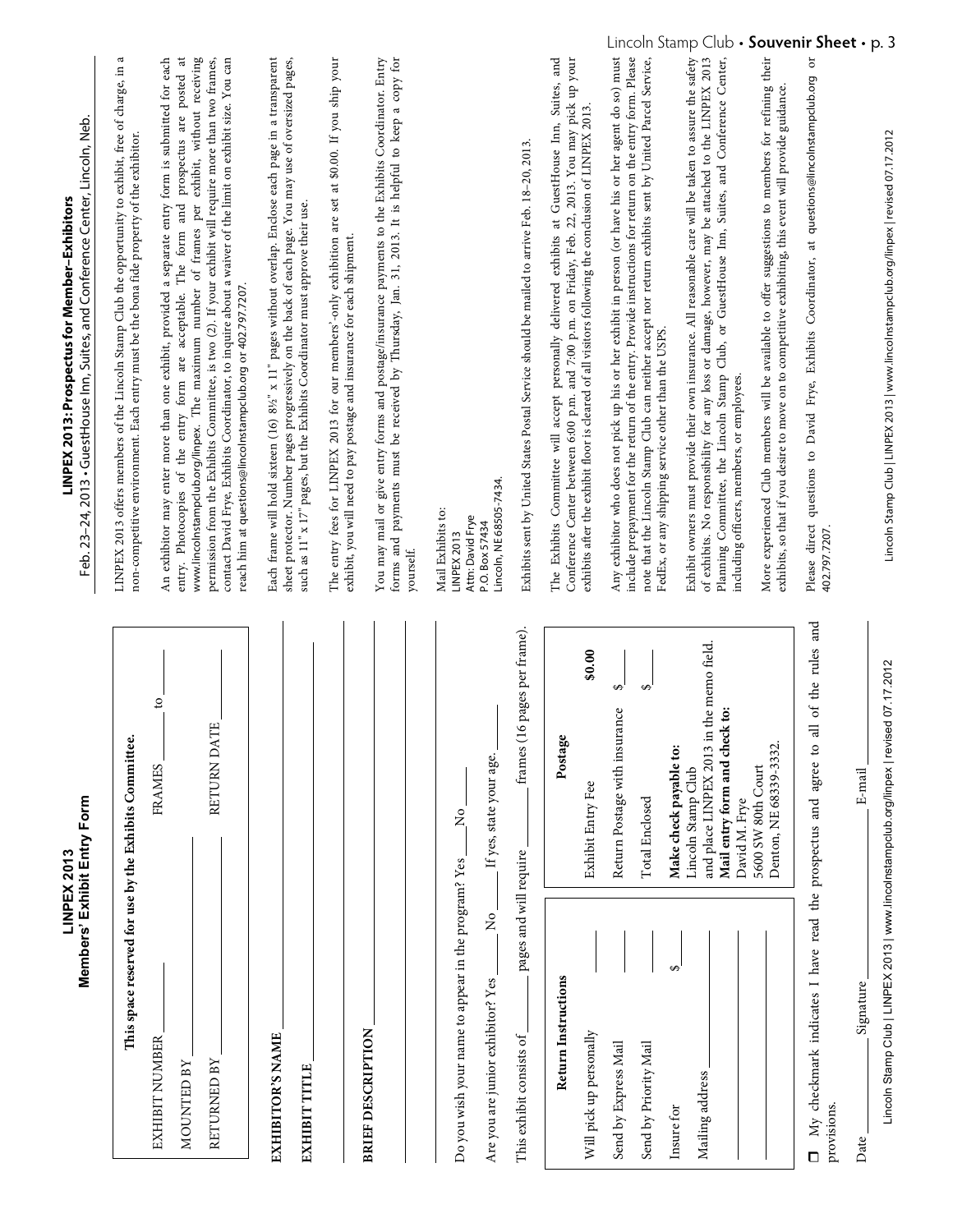# LINPEX 2013
## Members' Exhibit Entry Form

**This space reserved for use by the Exhibits Committee.**

EXHIBIT NUMBER ______ FRAMES ______ to ______

MOUNTED BY ______

RETURNED BY ______ RETURN DATE ______

**EXHIBITOR'S NAME** ______

**EXHIBIT TITLE** ______

**BRIEF DESCRIPTION** ______

Do you wish your name to appear in the program? Yes ___ No ___

Are you are junior exhibitor? Yes ___ No ___ If yes, state your age. ___

This exhibit consists of ______ pages and will require ______ frames (16 pages per frame).

| Return Instructions | |
|---|---|
| Will pick up personally | |
| Send by Express Mail | |
| Send by Priority Mail | |
| Insure for | $ |
| Mailing address | |

| Postage | |
|---|---|
| Exhibit Entry Fee | **$0.00** |
| Return Postage with insurance | $ |
| Total Enclosed | $ |

**Make check payable to:**
Lincoln Stamp Club
and place LINPEX 2013 in the memo field.

**Mail entry form and check to:**
David M. Frye
5600 SW 80th Court
Denton, NE 68339-3332.

☐ My checkmark indicates I have read the prospectus and agree to all of the rules and provisions.

Date ______ Signature ______ E-mail ______

Lincoln Stamp Club | LINPEX 2013 | www.lincolnstampclub.org/linpex | revised 07.17.2012

# LINPEX 2013: Prospectus for Member–Exhibitors

Feb. 23–24, 2013 • GuestHouse Inn, Suites, and Conference Center, Lincoln, Neb.

LINPEX 2013 offers members of the Lincoln Stamp Club the opportunity to exhibit, free of charge, in a non-competitive environment. Each entry must be the bona fide property of the exhibitor.

An exhibitor may enter more than one exhibit, provided a separate entry form is submitted for each entry. Photocopies of the entry form are acceptable. The form and prospectus are posted at www.lincolnstampclub.org/linpex. The maximum number of frames per exhibit, without receiving permission from the Exhibits Committee, is two (2). If your exhibit will require more than two frames, contact David Frye, Exhibits Coordinator, to inquire about a waiver of the limit on exhibit size. You can reach him at questions@lincolnstampclub.org or 402.797.7207.

Each frame will hold sixteen (16) 8½" x 11" pages without overlap. Enclose each page in a transparent sheet protector. Number pages progressively on the back of each page. You may use of oversized pages, such as 11" x 17" pages, but the Exhibits Coordinator must approve their use.

The entry fees for LINPEX 2013 for our members'-only exhibition are set at $0.00. If you ship your exhibit, you will need to pay postage and insurance for each shipment.

You may mail or give entry forms and postage/insurance payments to the Exhibits Coordinator. Entry forms and payments must be received by Thursday, Jan. 31, 2013. It is helpful to keep a copy for yourself.

Mail Exhibits to:
LINPEX 2013
Attn: David Frye
P.O. Box 57434
Lincoln, NE 68505-7434.

Exhibits sent by United States Postal Service should be mailed to arrive Feb. 18–20, 2013.

The Exhibits Committee will accept personally delivered exhibits at GuestHouse Inn, Suites, and Conference Center between 6:00 p.m. and 7:00 p.m. on Friday, Feb. 22, 2013. You may pick up your exhibits after the exhibit floor is cleared of all visitors following the conclusion of LINPEX 2013.

Any exhibitor who does not pick up his or her exhibit in person (or have his or her agent do so) must include prepayment for the return of the entry. Provide instructions for return on the entry form. Please note that the Lincoln Stamp Club can neither accept nor return exhibits sent by United Parcel Service, FedEx, or any shipping service other than the USPS.

Exhibit owners must provide their own insurance. All reasonable care will be taken to assure the safety of exhibits. No responsibility for any loss or damage, however, may be attached to the LINPEX 2013 Planning Committee, the Lincoln Stamp Club, or GuestHouse Inn, Suites, and Conference Center, including officers, members, or employees.

More experienced Club members will be available to offer suggestions to members for refining their exhibits, so that if you desire to move on to competitive exhibiting, this event will provide guidance.

Please direct questions to David Frye, Exhibits Coordinator, at questions@lincolnstampclub.org or 402.797.7207.

Lincoln Stamp Club | LINPEX 2013 | www.lincolnstampclub.org/linpex | revised 07.17.2012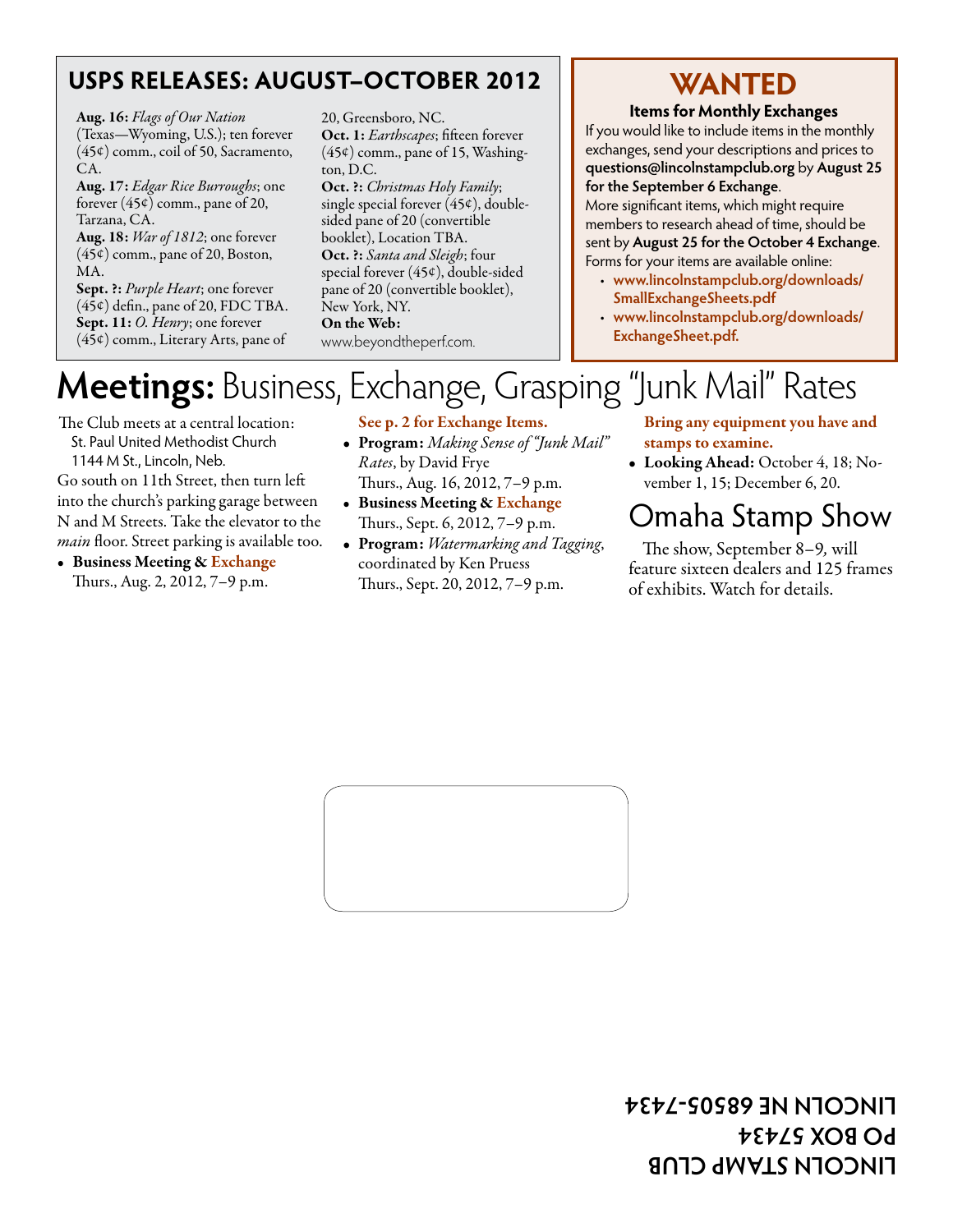## USPS RELEASES: AUGUST–OCTOBER 2012

**Aug. 16:** *Flags of Our Nation* (Texas—Wyoming, U.S.); ten forever (45¢) comm., coil of 50, Sacramento, CA.

**Aug. 17:** *Edgar Rice Burroughs*; one forever (45¢) comm., pane of 20, Tarzana, CA.

**Aug. 18:** *War of 1812*; one forever (45¢) comm., pane of 20, Boston, MA.

**Sept. ?:** *Purple Heart*; one forever (45¢) defin., pane of 20, FDC TBA.

**Sept. 11:** *O. Henry*; one forever (45¢) comm., Literary Arts, pane of 20, Greensboro, NC.

**Oct. 1:** *Earthscapes*; fifteen forever (45¢) comm., pane of 15, Washington, D.C.

**Oct. ?:** *Christmas Holy Family*; single special forever (45¢), double-sided pane of 20 (convertible booklet), Location TBA.

**Oct. ?:** *Santa and Sleigh*; four special forever (45¢), double-sided pane of 20 (convertible booklet), New York, NY.

**On the Web:**
www.beyondtheperf.com.

## WANTED

**Items for Monthly Exchanges**

If you would like to include items in the monthly exchanges, send your descriptions and prices to **questions@lincolnstampclub.org** by **August 25 for the September 6 Exchange**.

More significant items, which might require members to research ahead of time, should be sent by **August 25 for the October 4 Exchange**. Forms for your items are available online:

- **www.lincolnstampclub.org/downloads/SmallExchangeSheets.pdf**
- **www.lincolnstampclub.org/downloads/ExchangeSheet.pdf.**

# Meetings: Business, Exchange, Grasping "Junk Mail" Rates

The Club meets at a central location:
St. Paul United Methodist Church
1144 M St., Lincoln, Neb.

Go south on 11th Street, then turn left into the church's parking garage between N and M Streets. Take the elevator to the *main* floor. Street parking is available too.

- **Business Meeting & Exchange**
  Thurs., Aug. 2, 2012, 7–9 p.m.

**See p. 2 for Exchange Items.**

- **Program:** *Making Sense of "Junk Mail" Rates*, by David Frye
  Thurs., Aug. 16, 2012, 7–9 p.m.
- **Business Meeting & Exchange**
  Thurs., Sept. 6, 2012, 7–9 p.m.
- **Program:** *Watermarking and Tagging*, coordinated by Ken Pruess
  Thurs., Sept. 20, 2012, 7–9 p.m.

**Bring any equipment you have and stamps to examine.**

- **Looking Ahead:** October 4, 18; November 1, 15; December 6, 20.

## Omaha Stamp Show

The show, September 8–9, will feature sixteen dealers and 125 frames of exhibits. Watch for details.

LINCOLN STAMP CLUB
PO BOX 57434
LINCOLN NE 68505-7434